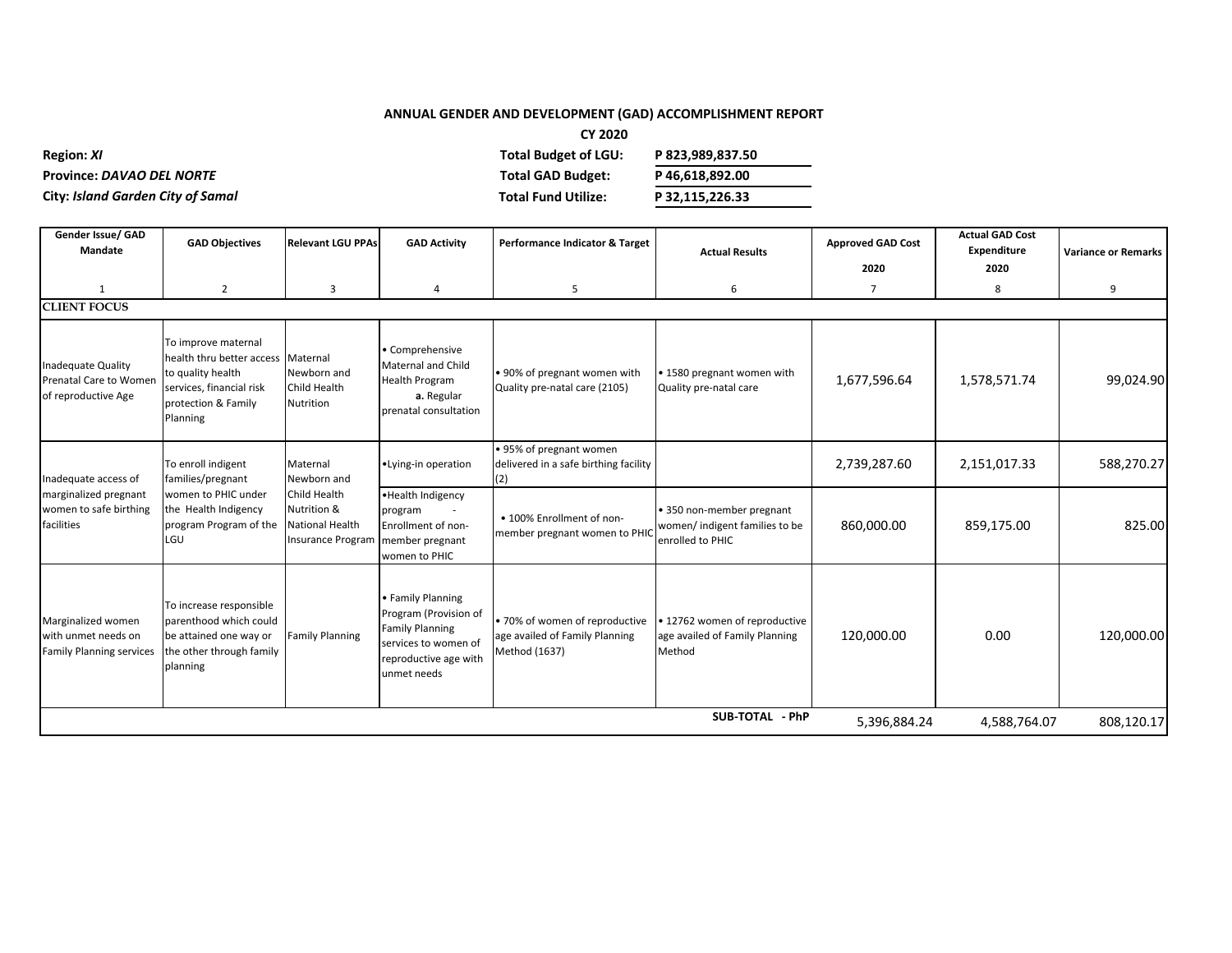## ANNUAL GENDER AND DEVELOPMENT (GAD) ACCOMPLISHMENT REPORT

**CY 2020**

**Region:** ***XI***
**Province:** ***DAVAO DEL NORTE***
**City:** ***Island Garden City of Samal***

**Total Budget of LGU:** **P 823,989,837.50**
**Total GAD Budget:** **P 46,618,892.00**
**Total Fund Utilize:** **P 32,115,226.33**

| Gender Issue/ GAD Mandate | GAD Objectives | Relevant LGU PPAs | GAD Activity | Performance Indicator & Target | Actual Results | Approved GAD Cost 2020 | Actual GAD Cost Expenditure 2020 | Variance or Remarks |
|---|---|---|---|---|---|---|---|---|
| 1 | 2 | 3 | 4 | 5 | 6 | 7 | 8 | 9 |
| **CLIENT FOCUS** | | | | | | | | |
| Inadequate Quality Prenatal Care to Women of reproductive Age | To improve maternal health thru better access to quality health services, financial risk protection & Family Planning | Maternal Newborn and Child Health Nutrition | • Comprehensive Maternal and Child Health Program **a.** Regular prenatal consultation | • 90% of pregnant women with Quality pre-natal care (2105) | • 1580 pregnant women with Quality pre-natal care | 1,677,596.64 | 1,578,571.74 | 99,024.90 |
| Inadequate access of marginalized pregnant women to safe birthing facilities | To enroll indigent families/pregnant women to PHIC under the Health Indigency program Program of the LGU | Maternal Newborn and Child Health Nutrition & National Health Insurance Program | •Lying-in operation | • 95% of pregnant women delivered in a safe birthing facility (2) | | 2,739,287.60 | 2,151,017.33 | 588,270.27 |
| | | | •Health Indigency program - Enrollment of non-member pregnant women to PHIC | • 100% Enrollment of non-member pregnant women to PHIC | • 350 non-member pregnant women/ indigent families to be enrolled to PHIC | 860,000.00 | 859,175.00 | 825.00 |
| Marginalized women with unmet needs on Family Planning services | To increase responsible parenthood which could be attained one way or the other through family planning | Family Planning | • Family Planning Program (Provision of Family Planning services to women of reproductive age with unmet needs | • 70% of women of reproductive age availed of Family Planning Method (1637) | • 12762 women of reproductive age availed of Family Planning Method | 120,000.00 | 0.00 | 120,000.00 |
| | | | | | **SUB-TOTAL - PhP** | 5,396,884.24 | 4,588,764.07 | 808,120.17 |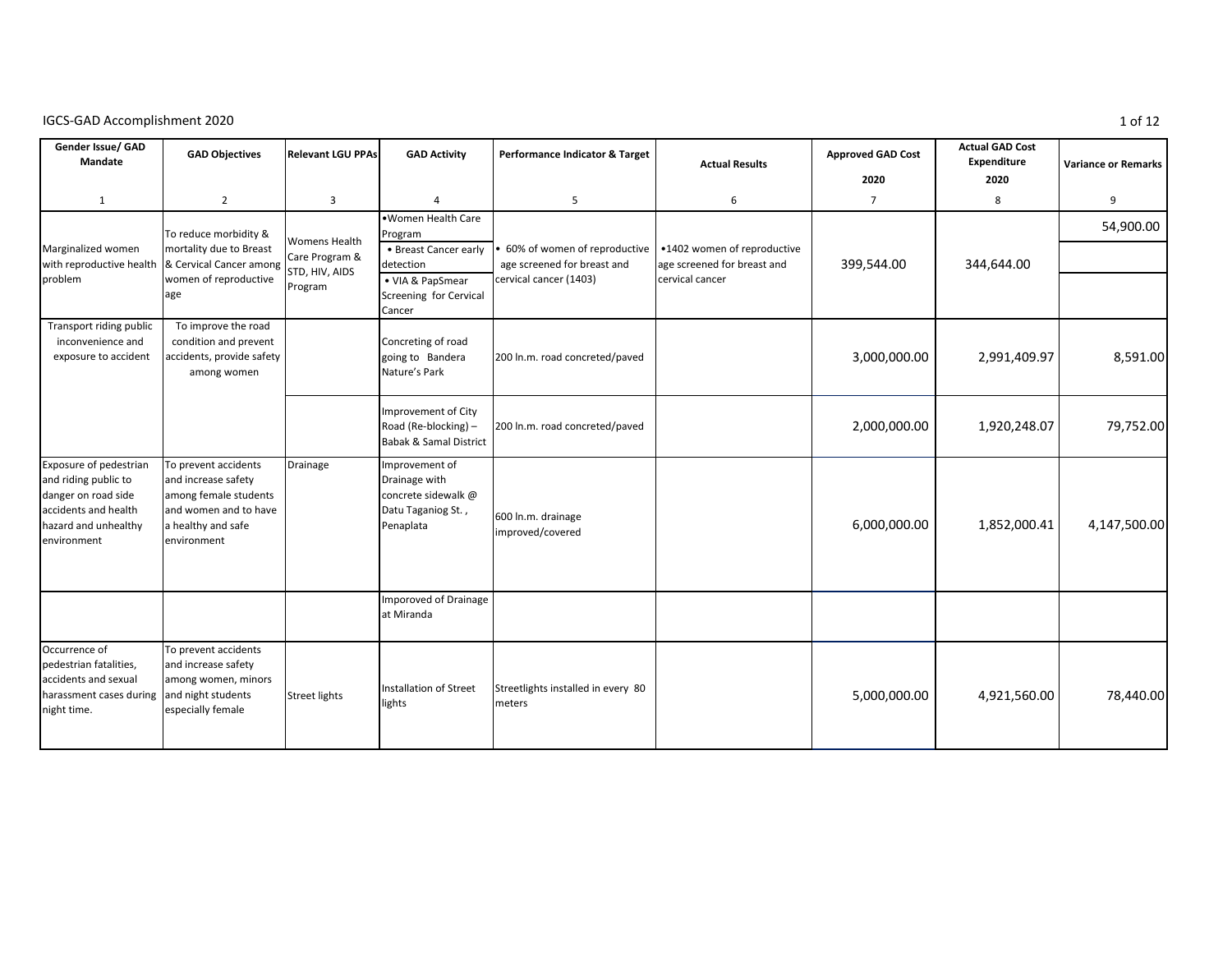IGCS-GAD Accomplishment 2020

| Gender Issue/ GAD Mandate | GAD Objectives | Relevant LGU PPAs | GAD Activity | Performance Indicator & Target | Actual Results | Approved GAD Cost 2020 | Actual GAD Cost Expenditure 2020 | Variance or Remarks |
|---|---|---|---|---|---|---|---|---|
| 1 | 2 | 3 | 4 | 5 | 6 | 7 | 8 | 9 |
| Marginalized women with reproductive health problem | To reduce morbidity & mortality due to Breast & Cervical Cancer among women of reproductive age | Womens Health Care Program & STD, HIV, AIDS Program | •Women Health Care Program<br>• Breast Cancer early detection<br>• VIA & PapSmear Screening for Cervical Cancer | • 60% of women of reproductive age screened for breast and cervical cancer (1403) | •1402 women of reproductive age screened for breast and cervical cancer | 399,544.00 | 344,644.00 | 54,900.00 |
| Transport riding public inconvenience and exposure to accident | To improve the road condition and prevent accidents, provide safety among women | | Concreting of road going to Bandera Nature's Park | 200 ln.m. road concreted/paved | | 3,000,000.00 | 2,991,409.97 | 8,591.00 |
| | | | Improvement of City Road (Re-blocking) – Babak & Samal District | 200 ln.m. road concreted/paved | | 2,000,000.00 | 1,920,248.07 | 79,752.00 |
| Exposure of pedestrian and riding public to danger on road side accidents and health hazard and unhealthy environment | To prevent accidents and increase safety among female students and women and to have a healthy and safe environment | Drainage | Improvement of Drainage with concrete sidewalk @ Datu Taganiog St. , Penaplata | 600 ln.m. drainage improved/covered | | 6,000,000.00 | 1,852,000.41 | 4,147,500.00 |
| | | | Imporoved of Drainage at Miranda | | | | | |
| Occurrence of pedestrian fatalities, accidents and sexual harassment cases during night time. | To prevent accidents and increase safety among women, minors and night students especially female | Street lights | Installation of Street lights | Streetlights installed in every 80 meters | | 5,000,000.00 | 4,921,560.00 | 78,440.00 |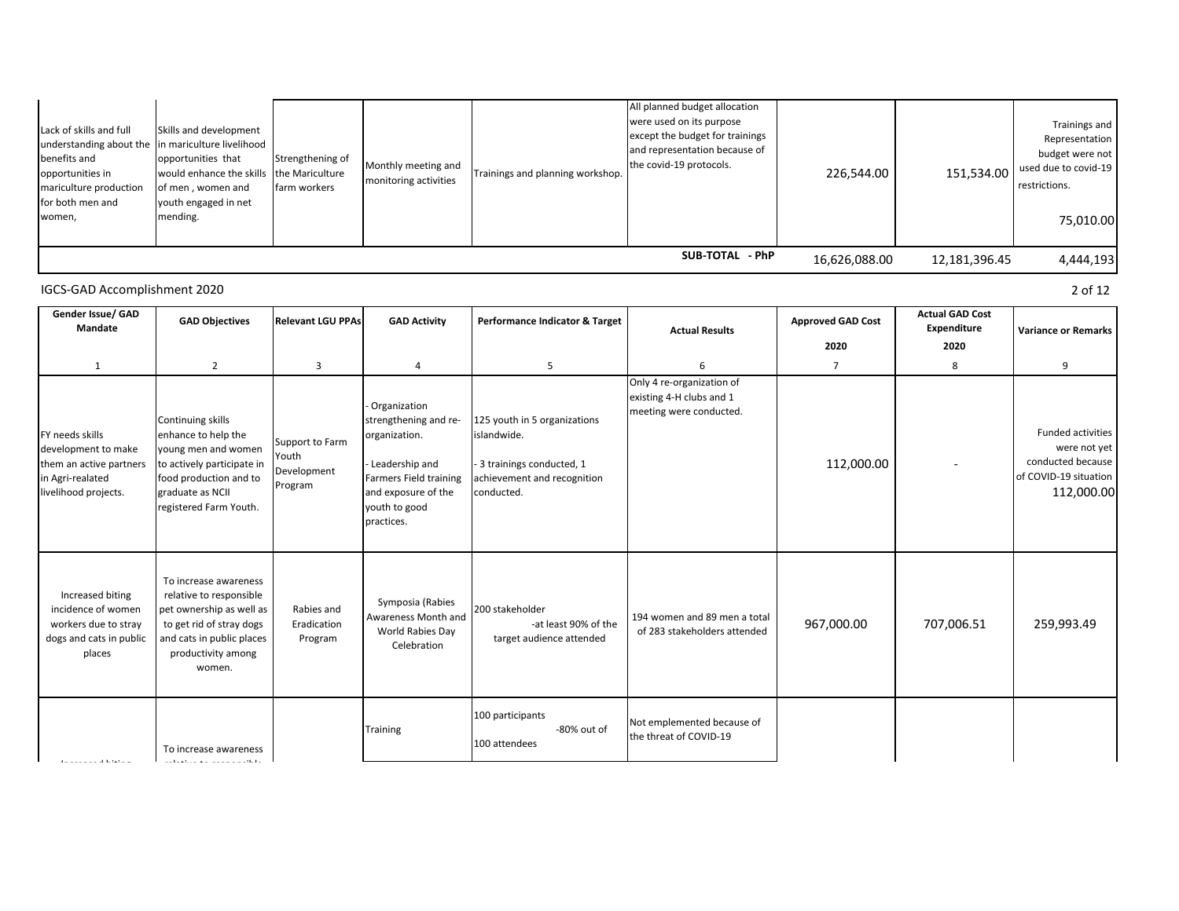| Gender Issue/ GAD Mandate | GAD Objectives | Relevant LGU PPAs | GAD Activity | Performance Indicator & Target | Actual Results | Approved GAD Cost 2020 | Actual GAD Cost Expenditure 2020 | Variance or Remarks |
|---|---|---|---|---|---|---|---|---|
| Lack of skills and full understanding about the benefits and opportunities in mariculture production for both men and women, | Skills and development in mariculture livelihood opportunities that would enhance the skills of men , women and youth engaged in net mending. | Strengthening of the Mariculture farm workers | Monthly meeting and monitoring activities | Trainings and planning workshop. | All planned budget allocation were used on its purpose except the budget for trainings and representation because of the covid-19 protocols. | 226,544.00 | 151,534.00 | Trainings and Representation budget were not used due to covid-19 restrictions. 75,010.00 |
| | | | | | SUB-TOTAL - PhP | 16,626,088.00 | 12,181,396.45 | 4,444,193 |

IGCS-GAD Accomplishment 2020

| Gender Issue/ GAD Mandate | GAD Objectives | Relevant LGU PPAs | GAD Activity | Performance Indicator & Target | Actual Results | Approved GAD Cost 2020 | Actual GAD Cost Expenditure 2020 | Variance or Remarks |
|---|---|---|---|---|---|---|---|---|
| 1 | 2 | 3 | 4 | 5 | 6 | 7 | 8 | 9 |
| FY needs skills development to make them an active partners in Agri-realated livelihood projects. | Continuing skills enhance to help the young men and women to actively participate in food production and to graduate as NCII registered Farm Youth. | Support to Farm Youth Development Program | - Organization strengthening and re-organization.<br>- Leadership and Farmers Field training and exposure of the youth to good practices. | 125 youth in 5 organizations islandwide.<br>- 3 trainings conducted, 1 achievement and recognition conducted. | Only 4 re-organization of existing 4-H clubs and 1 meeting were conducted. | 112,000.00 | - | Funded activities were not yet conducted because of COVID-19 situation 112,000.00 |
| Increased biting incidence of women workers due to stray dogs and cats in public places | To increase awareness relative to responsible pet ownership as well as to get rid of stray dogs and cats in public places productivity among women. | Rabies and Eradication Program | Symposia (Rabies Awareness Month and World Rabies Day Celebration | 200 stakeholder -at least 90% of the target audience attended | 194 women and 89 men a total of 283 stakeholders attended | 967,000.00 | 707,006.51 | 259,993.49 |
| Increased biting ... | To increase awareness relative to responsible ... | | Training | 100 participants -80% out of 100 attendees | Not emplemented because of the threat of COVID-19 | | | |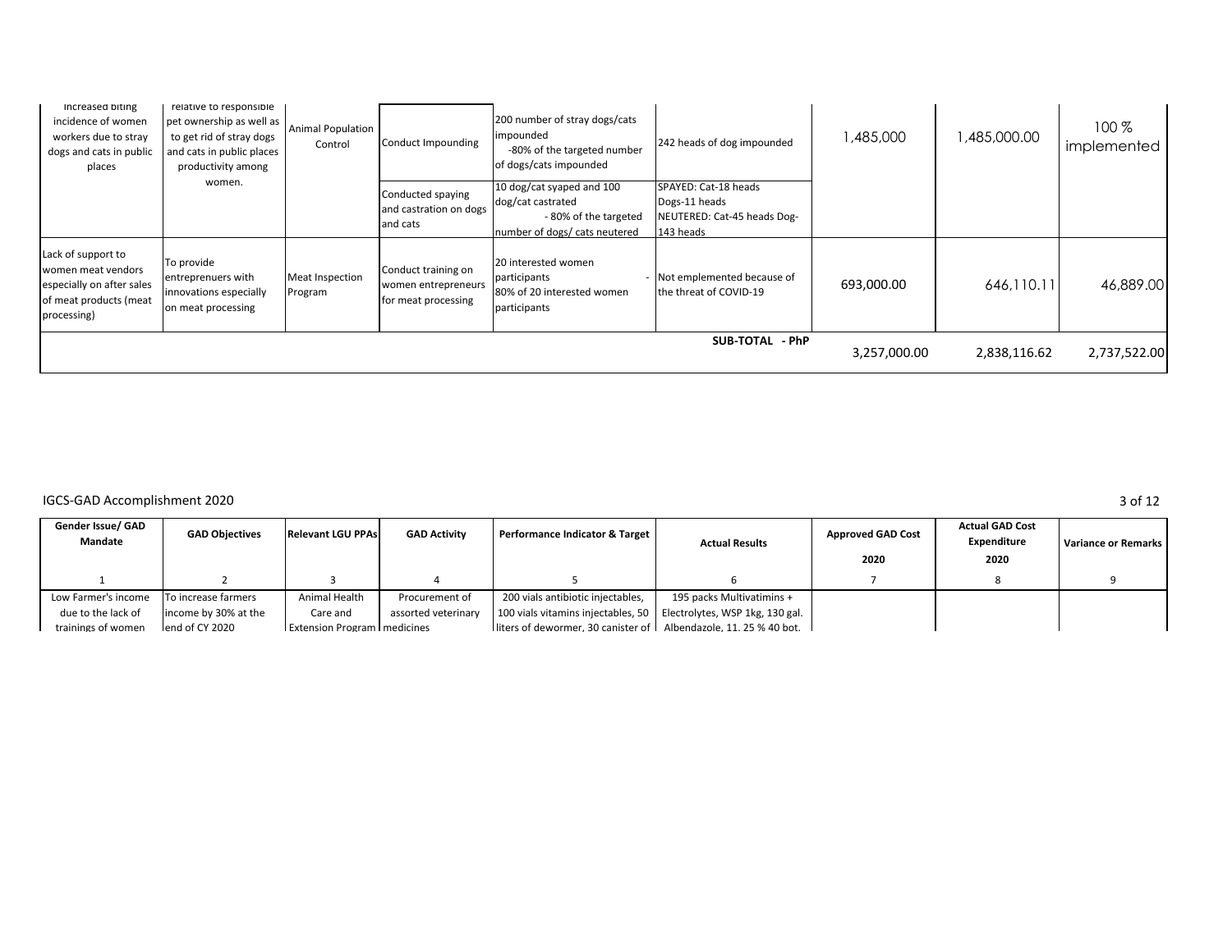| Increased biting incidence of women workers due to stray dogs and cats in public places | relative to responsible pet ownership as well as to get rid of stray dogs and cats in public places productivity among women. | Animal Population Control | Conduct Impounding | 200 number of stray dogs/cats impounded -80% of the targeted number of dogs/cats impounded | 242 heads of dog impounded | 1,485,000 | 1,485,000.00 | 100 % implemented |
|---|---|---|---|---|---|---|---|---|
| | | | Conducted spaying and castration on dogs and cats | 10 dog/cat syaped and 100 dog/cat castrated - 80% of the targeted number of dogs/ cats neutered | SPAYED: Cat-18 heads Dogs-11 heads NEUTERED: Cat-45 heads Dog-143 heads | | | |
| Lack of support to women meat vendors especially on after sales of meat products (meat processing) | To provide entreprenuers with innovations especially on meat processing | Meat Inspection Program | Conduct training on women entrepreneurs for meat processing | 20 interested women participants - 80% of 20 interested women participants | Not emplemented because of the threat of COVID-19 | 693,000.00 | 646,110.11 | 46,889.00 |
| | | | | | **SUB-TOTAL - PhP** | 3,257,000.00 | 2,838,116.62 | 2,737,522.00 |

IGCS-GAD Accomplishment 2020

| Gender Issue/ GAD Mandate | GAD Objectives | Relevant LGU PPAs | GAD Activity | Performance Indicator & Target | Actual Results | Approved GAD Cost 2020 | Actual GAD Cost Expenditure 2020 | Variance or Remarks |
|---|---|---|---|---|---|---|---|---|
| 1 | 2 | 3 | 4 | 5 | 6 | 7 | 8 | 9 |
| Low Farmer's income due to the lack of trainings of women | To increase farmers income by 30% at the end of CY 2020 | Animal Health Care and Extension Program | Procurement of assorted veterinary medicines | 200 vials antibiotic injectables, 100 vials vitamins injectables, 50 liters of dewormer, 30 canister of | 195 packs Multivatimins + Electrolytes, WSP 1kg, 130 gal. Albendazole, 11. 25 % 40 bot. | | | |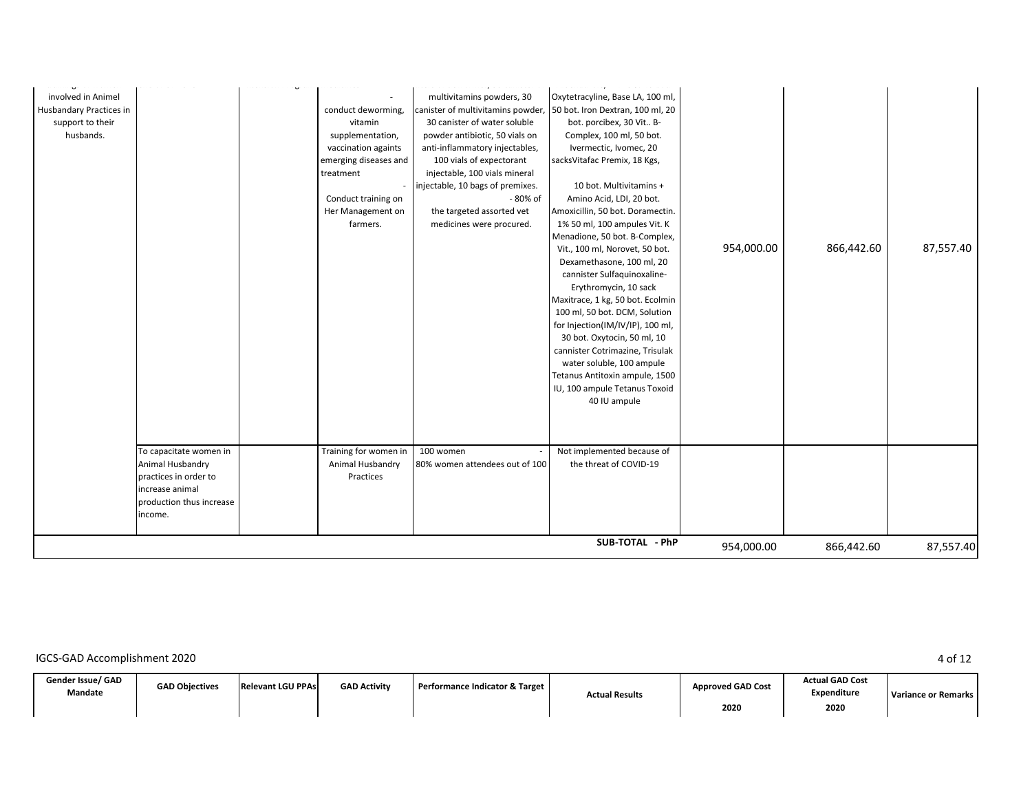| Gender Issue/ GAD Mandate | GAD Objectives | Relevant LGU PPAs | GAD Activity | Performance Indicator & Target | Actual Results | Approved GAD Cost 2020 | Actual GAD Cost Expenditure 2020 | Variance or Remarks |
|---|---|---|---|---|---|---|---|---|
| involved in Animel Husbandary Practices in support to their husbands. | | | - conduct deworming, vitamin supplementation, vaccination againts emerging diseases and treatment - Conduct training on Her Management on farmers. | multivitamins powders, 30 canister of multivitamins powder, 30 canister of water soluble powder antibiotic, 50 vials on anti-inflammatory injectables, 100 vials of expectorant injectable, 100 vials mineral injectable, 10 bags of premixes. - 80% of the targeted assorted vet medicines were procured. | Oxytetracyline, Base LA, 100 ml, 50 bot. Iron Dextran, 100 ml, 20 bot. porcibex, 30 Vit.. B-Complex, 100 ml, 50 bot. Ivermectic, Ivomec, 20 sacksVitafac Premix, 18 Kgs, 10 bot. Multivitamins + Amino Acid, LDI, 20 bot. Amoxicillin, 50 bot. Doramectin. 1% 50 ml, 100 ampules Vit. K Menadione, 50 bot. B-Complex, Vit., 100 ml, Norovet, 50 bot. Dexamethasone, 100 ml, 20 cannister Sulfaquinoxaline-Erythromycin, 10 sack Maxitrace, 1 kg, 50 bot. Ecolmin 100 ml, 50 bot. DCM, Solution for Injection(IM/IV/IP), 100 ml, 30 bot. Oxytocin, 50 ml, 10 cannister Cotrimazine, Trisulak water soluble, 100 ampule Tetanus Antitoxin ampule, 1500 IU, 100 ampule Tetanus Toxoid 40 IU ampule | 954,000.00 | 866,442.60 | 87,557.40 |
| | To capacitate women in Animal Husbandry practices in order to increase animal production thus increase income. | | Training for women in Animal Husbandry Practices | 100 women - 80% women attendees out of 100 | Not implemented because of the threat of COVID-19 | | | |
| | | | | | SUB-TOTAL - PhP | 954,000.00 | 866,442.60 | 87,557.40 |

IGCS-GAD Accomplishment 2020

| Gender Issue/ GAD Mandate | GAD Objectives | Relevant LGU PPAs | GAD Activity | Performance Indicator & Target | Actual Results | Approved GAD Cost 2020 | Actual GAD Cost Expenditure 2020 | Variance or Remarks |
|---|---|---|---|---|---|---|---|---|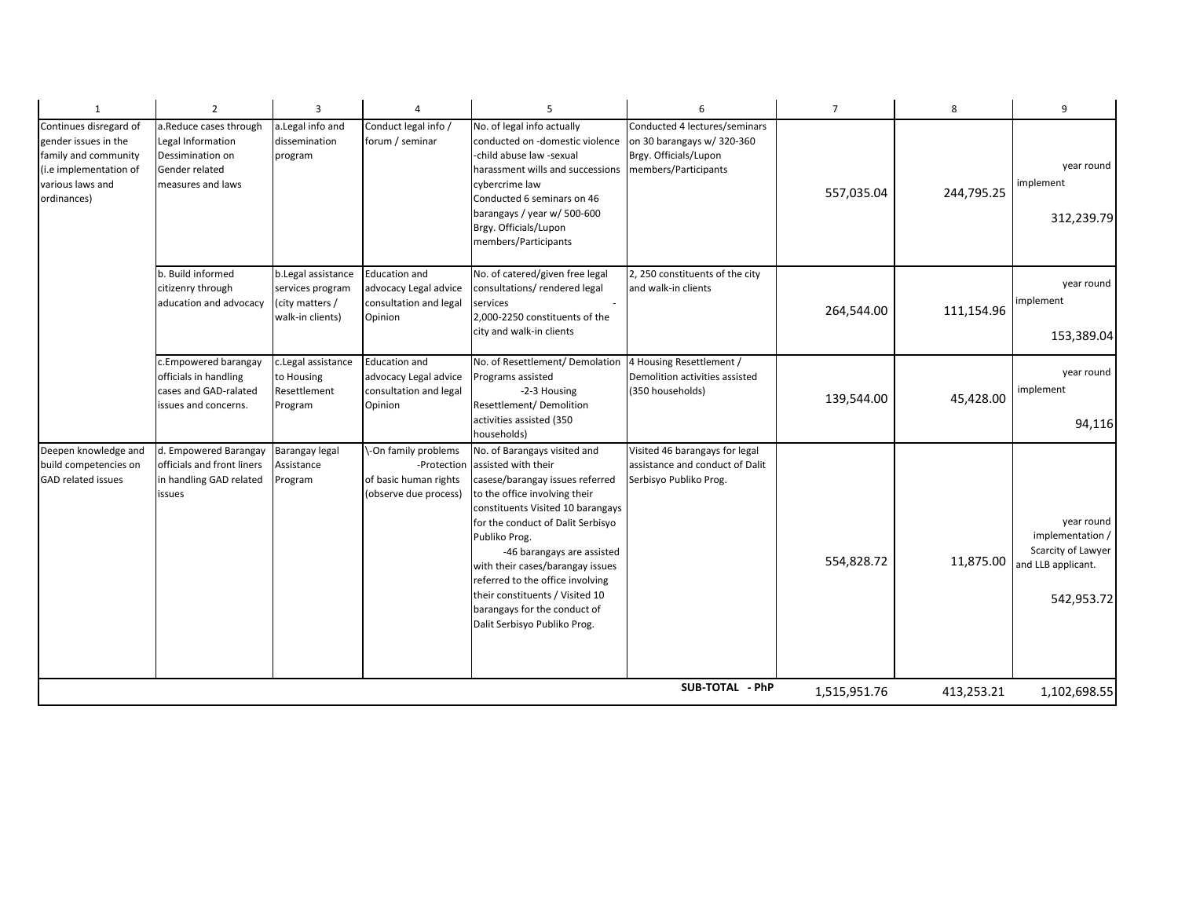| 1 | 2 | 3 | 4 | 5 | 6 | 7 | 8 | 9 |
|---|---|---|---|---|---|---|---|---|
| Continues disregard of gender issues in the family and community (i.e implementation of various laws and ordinances) | a.Reduce cases through Legal Information Dessimination on Gender related measures and laws | a.Legal info and dissemination program | Conduct legal info / forum / seminar | No. of legal info actually conducted on -domestic violence -child abuse law -sexual harassment wills and successions cybercrime law Conducted 6 seminars on 46 barangays / year w/ 500-600 Brgy. Officials/Lupon members/Participants | Conducted 4 lectures/seminars on 30 barangays w/ 320-360 Brgy. Officials/Lupon members/Participants | 557,035.04 | 244,795.25 | year round implement 312,239.79 |
| | b. Build informed citizenry through aducation and advocacy | b.Legal assistance services program (city matters / walk-in clients) | Education and advocacy Legal advice consultation and legal Opinion | No. of catered/given free legal consultations/ rendered legal services - 2,000-2250 constituents of the city and walk-in clients | 2, 250 constituents of the city and walk-in clients | 264,544.00 | 111,154.96 | year round implement 153,389.04 |
| | c.Empowered barangay officials in handling cases and GAD-ralated issues and concerns. | c.Legal assistance to Housing Resettlement Program | Education and advocacy Legal advice consultation and legal Opinion | No. of Resettlement/ Demolation Programs assisted -2-3 Housing Resettlement/ Demolition activities assisted (350 households) | 4 Housing Resettlement / Demolition activities assisted (350 households) | 139,544.00 | 45,428.00 | year round implement 94,116 |
| Deepen knowledge and build competencies on GAD related issues | d. Empowered Barangay officials and front liners in handling GAD related issues | Barangay legal Assistance Program | \-On family problems -Protection of basic human rights (observe due process) | No. of Barangays visited and assisted with their casese/barangay issues referred to the office involving their constituents Visited 10 barangays for the conduct of Dalit Serbisyo Publiko Prog. -46 barangays are assisted with their cases/barangay issues referred to the office involving their constituents / Visited 10 barangays for the conduct of Dalit Serbisyo Publiko Prog. | Visited 46 barangays for legal assistance and conduct of Dalit Serbisyo Publiko Prog. | 554,828.72 | 11,875.00 | year round implementation / Scarcity of Lawyer and LLB applicant. 542,953.72 |
| | | | | | **SUB-TOTAL - PhP** | 1,515,951.76 | 413,253.21 | 1,102,698.55 |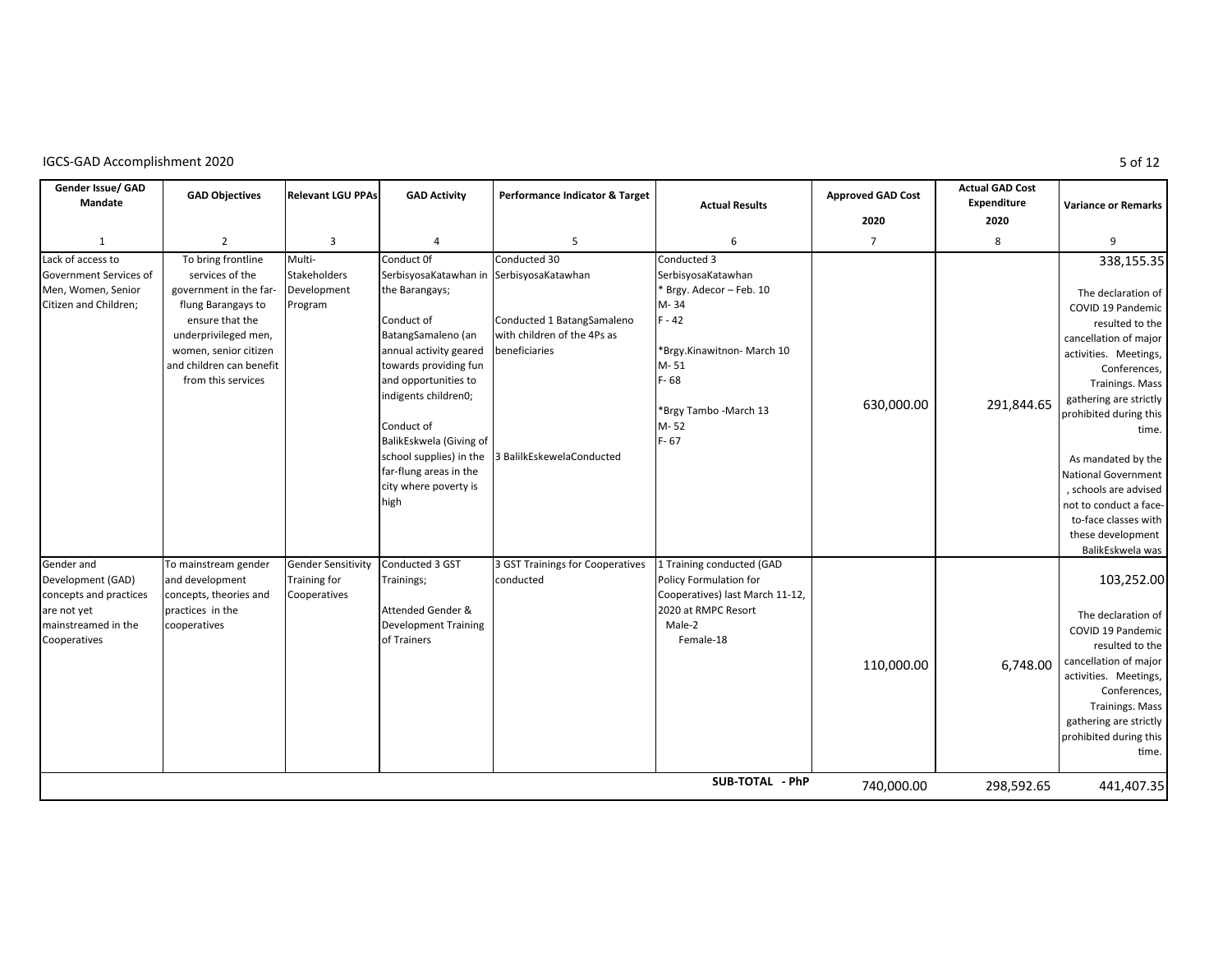| Gender Issue/ GAD Mandate | GAD Objectives | Relevant LGU PPAs | GAD Activity | Performance Indicator & Target | Actual Results | Approved GAD Cost 2020 | Actual GAD Cost Expenditure 2020 | Variance or Remarks |
|---|---|---|---|---|---|---|---|---|
| 1 | 2 | 3 | 4 | 5 | 6 | 7 | 8 | 9 |
| Lack of access to Government Services of Men, Women, Senior Citizen and Children; | To bring frontline services of the government in the far-flung Barangays to ensure that the underprivileged men, women, senior citizen and children can benefit from this services | Multi-Stakeholders Development Program | Conduct 0f SerbisyosaKatawhan in the Barangays;<br><br>Conduct of BatangSamaleno (an annual activity geared towards providing fun and opportunities to indigents children0;<br><br>Conduct of BalikEskwela (Giving of school supplies) in the far-flung areas in the city where poverty is high | Conducted 30 SerbisyosaKatawhan<br><br>Conducted 1 BatangSamaleno with children of the 4Ps as beneficiaries<br><br>3 BalilkEskewelaConducted | Conducted 3 SerbisyosaKatawhan<br>* Brgy. Adecor – Feb. 10<br>M- 34<br>F - 42<br><br>*Brgy.Kinawitnon- March 10<br>M- 51<br>F- 68<br><br>*Brgy Tambo -March 13<br>M- 52<br>F- 67 | 630,000.00 | 291,844.65 | 338,155.35<br><br>The declaration of COVID 19 Pandemic resulted to the cancellation of major activities. Meetings, Conferences, Trainings. Mass gathering are strictly prohibited during this time.<br><br>As mandated by the National Government , schools are advised not to conduct a face-to-face classes with these development BalikEskwela was |
| Gender and Development (GAD) concepts and practices are not yet mainstreamed in the Cooperatives | To mainstream gender and development concepts, theories and practices in the cooperatives | Gender Sensitivity Training for Cooperatives | Conducted 3 GST Trainings;<br><br>Attended Gender & Development Training of Trainers | 3 GST Trainings for Cooperatives conducted | 1 Training conducted (GAD Policy Formulation for Cooperatives) last March 11-12, 2020 at RMPC Resort<br>Male-2<br>Female-18 | 110,000.00 | 6,748.00 | 103,252.00<br><br>The declaration of COVID 19 Pandemic resulted to the cancellation of major activities. Meetings, Conferences, Trainings. Mass gathering are strictly prohibited during this time. |
| | | | | | **SUB-TOTAL - PhP** | 740,000.00 | 298,592.65 | 441,407.35 |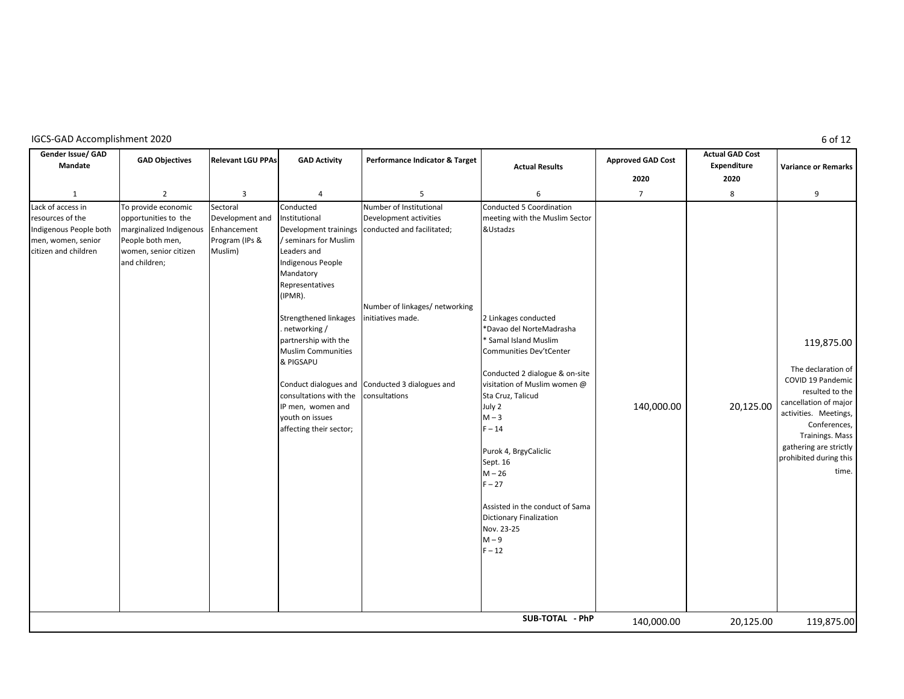IGCS-GAD Accomplishment 2020

| Gender Issue/ GAD Mandate | GAD Objectives | Relevant LGU PPAs | GAD Activity | Performance Indicator & Target | Actual Results | Approved GAD Cost 2020 | Actual GAD Cost Expenditure 2020 | Variance or Remarks |
|---|---|---|---|---|---|---|---|---|
| 1 | 2 | 3 | 4 | 5 | 6 | 7 | 8 | 9 |
| Lack of access in resources of the Indigenous People both men, women, senior citizen and children | To provide economic opportunities to the marginalized Indigenous People both men, women, senior citizen and children; | Sectoral Development and Enhancement Program (IPs & Muslim) | Conducted Institutional Development trainings / seminars for Muslim Leaders and Indigenous People Mandatory Representatives (IPMR).<br><br>Strengthened linkages . networking / partnership with the Muslim Communities & PIGSAPU<br><br>Conduct dialogues and consultations with the IP men, women and youth on issues affecting their sector; | Number of Institutional Development activities conducted and facilitated;<br><br>Number of linkages/ networking initiatives made.<br><br>Conducted 3 dialogues and consultations | Conducted 5 Coordination meeting with the Muslim Sector &Ustadzs<br><br>2 Linkages conducted<br>*Davao del NorteMadrasha<br>* Samal Island Muslim Communities Dev'tCenter<br><br>Conducted 2 dialogue & on-site visitation of Muslim women @ Sta Cruz, Talicud<br>July 2<br>M – 3<br>F – 14<br><br>Purok 4, BrgyCaliclic<br>Sept. 16<br>M – 26<br>F – 27<br><br>Assisted in the conduct of Sama Dictionary Finalization<br>Nov. 23-25<br>M – 9<br>F – 12 | 140,000.00 | 20,125.00 | 119,875.00<br><br>The declaration of COVID 19 Pandemic resulted to the cancellation of major activities. Meetings, Conferences, Trainings. Mass gathering are strictly prohibited during this time. |
| | | | | | SUB-TOTAL - PhP | 140,000.00 | 20,125.00 | 119,875.00 |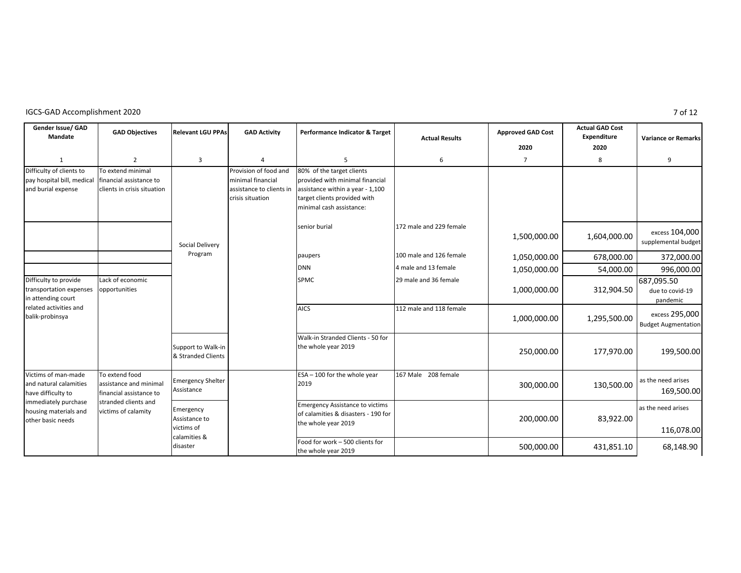IGCS-GAD Accomplishment 2020

| Gender Issue/ GAD Mandate | GAD Objectives | Relevant LGU PPAs | GAD Activity | Performance Indicator & Target | Actual Results | Approved GAD Cost 2020 | Actual GAD Cost Expenditure 2020 | Variance or Remarks |
|---|---|---|---|---|---|---|---|---|
| 1 | 2 | 3 | 4 | 5 | 6 | 7 | 8 | 9 |
| Difficulty of clients to pay hospital bill, medical and burial expense | To extend minimal financial assistance to clients in crisis situation | Social Delivery Program | Provision of food and minimal financial assistance to clients in crisis situation | 80% of the target clients provided with minimal financial assistance within a year - 1,100 target clients provided with minimal cash assistance: | | | | |
| | | | | senior burial | 172 male and 229 female | 1,500,000.00 | 1,604,000.00 | excess 104,000 supplemental budget |
| | | | | paupers | 100 male and 126 female | 1,050,000.00 | 678,000.00 | 372,000.00 |
| | | | | DNN | 4 male and 13 female | 1,050,000.00 | 54,000.00 | 996,000.00 |
| Difficulty to provide transportation expenses in attending court related activities and balik-probinsya | Lack of economic opportunities | | | SPMC | 29 male and 36 female | 1,000,000.00 | 312,904.50 | 687,095.50 due to covid-19 pandemic |
| | | | | AICS | 112 male and 118 female | 1,000,000.00 | 1,295,500.00 | excess 295,000 Budget Augmentation |
| | | Support to Walk-in & Stranded Clients | | Walk-in Stranded Clients - 50 for the whole year 2019 | | 250,000.00 | 177,970.00 | 199,500.00 |
| Victims of man-made and natural calamities have difficulty to immediately purchase housing materials and other basic needs | To extend food assistance and minimal financial assistance to stranded clients and victims of calamity | Emergency Shelter Assistance | | ESA – 100 for the whole year 2019 | 167 Male 208 female | 300,000.00 | 130,500.00 | as the need arises 169,500.00 |
| | | Emergency Assistance to victims of calamities & disaster | | Emergency Assistance to victims of calamities & disasters - 190 for the whole year 2019 | | 200,000.00 | 83,922.00 | as the need arises 116,078.00 |
| | | | | Food for work – 500 clients for the whole year 2019 | | 500,000.00 | 431,851.10 | 68,148.90 |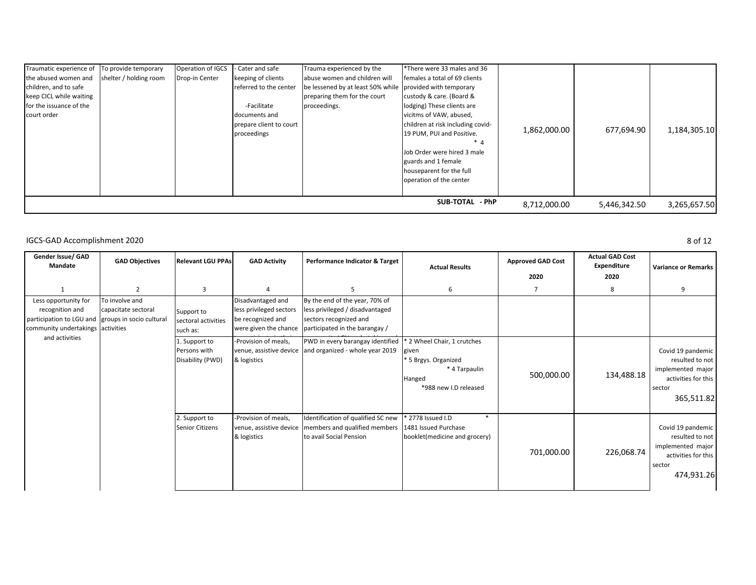| Traumatic experience of the abused women and children, to safe keep CICL while waiting for the issuance of the court order | To provide temporary shelter / holding room | Operation of IGCS Drop-in Center | - Cater and safe keeping of clients referred to the center<br>-Facilitate documents and prepare client to court proceedings | Trauma experienced by the abuse women and children will be lessened by at least 50% while preparing them for the court proceedings. | *There were 33 males and 36 females a total of 69 clients provided with temporary custody & care. (Board & lodging) These clients are vicitms of VAW, abused, children at risk including covid-19 PUM, PUI and Positive.<br>* 4 Job Order were hired 3 male guards and 1 female houseparent for the full operation of the center | 1,862,000.00 | 677,694.90 | 1,184,305.10 |
|---|---|---|---|---|---|---|---|---|
| | | | | | **SUB-TOTAL - PhP** | 8,712,000.00 | 5,446,342.50 | 3,265,657.50 |

IGCS-GAD Accomplishment 2020

| Gender Issue/ GAD Mandate | GAD Objectives | Relevant LGU PPAs | GAD Activity | Performance Indicator & Target | Actual Results | Approved GAD Cost 2020 | Actual GAD Cost Expenditure 2020 | Variance or Remarks |
|---|---|---|---|---|---|---|---|---|
| 1 | 2 | 3 | 4 | 5 | 6 | 7 | 8 | 9 |
| Less opportunity for recognition and participation to LGU and community undertakings and activities | To involve and capacitate sectoral groups in socio cultural activities | Support to sectoral activities such as: | Disadvantaged and less privileged sectors be recognized and were given the chance | By the end of the year, 70% of less privileged / disadvantaged sectors recognized and participated in the barangay / | | | | |
| | | 1. Support to Persons with Disability (PWD) | -Provision of meals, venue, assistive device & logistics | PWD in every barangay identified and organized - whole year 2019 | * 2 Wheel Chair, 1 crutches given<br>* 5 Brgys. Organized<br>* 4 Tarpaulin Hanged<br>*988 new I.D released | 500,000.00 | 134,488.18 | Covid 19 pandemic resulted to not implemented major activities for this sector<br>365,511.82 |
| | | 2. Support to Senior Citizens | -Provision of meals, venue, assistive device & logistics | Identification of qualified SC new members and qualified members to avail Social Pension | * 2778 Issued I.D<br>* 1481 Issued Purchase booklet(medicine and grocery) | 701,000.00 | 226,068.74 | Covid 19 pandemic resulted to not implemented major activities for this sector<br>474,931.26 |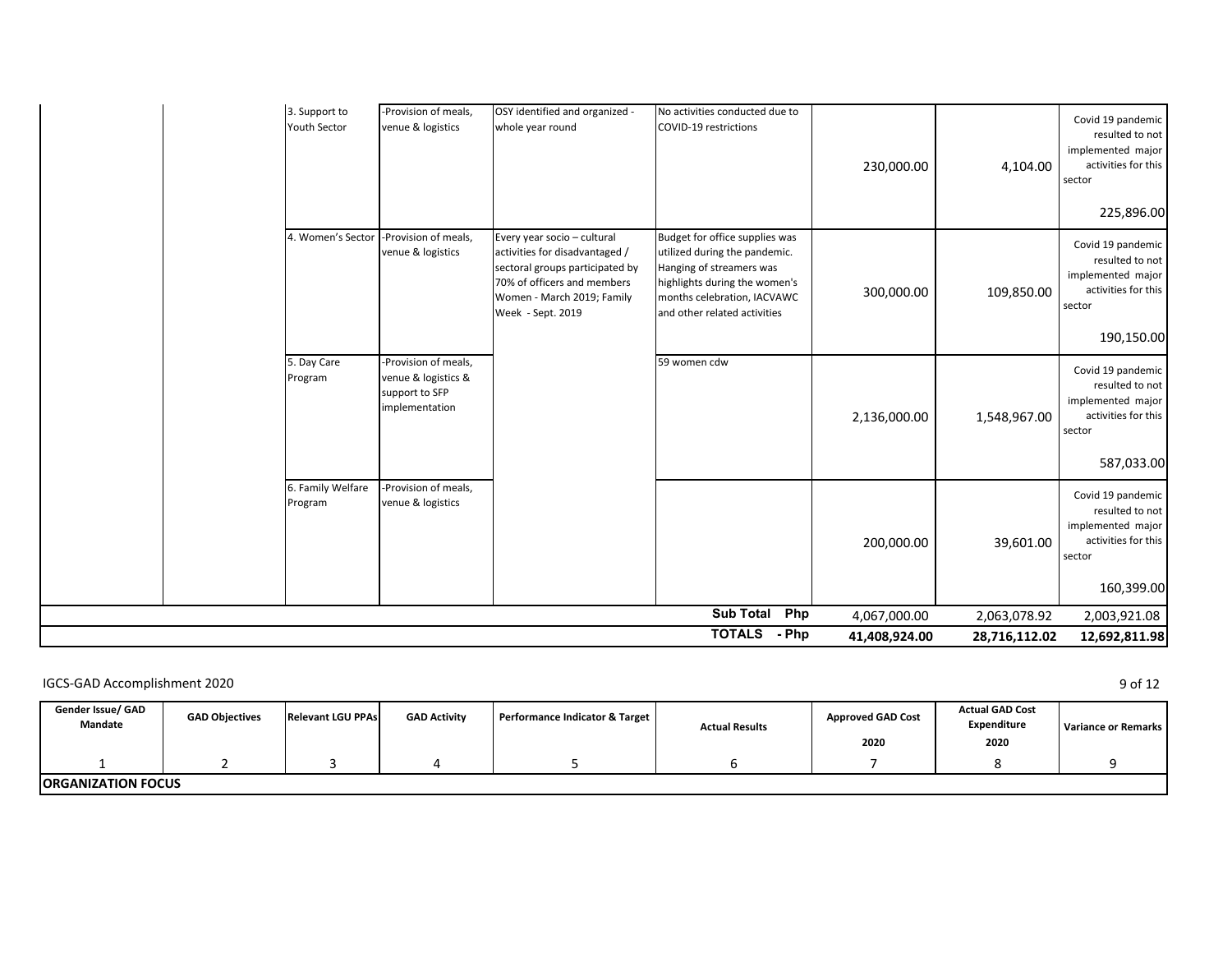| | | | | | | | | |
|---|---|---|---|---|---|---|---|---|
| | | 3. Support to Youth Sector | -Provision of meals, venue & logistics | OSY identified and organized - whole year round | No activities conducted due to COVID-19 restrictions | 230,000.00 | 4,104.00 | Covid 19 pandemic resulted to not implemented major activities for this sector 225,896.00 |
| | | 4. Women's Sector | -Provision of meals, venue & logistics | Every year socio – cultural activities for disadvantaged / sectoral groups participated by 70% of officers and members Women - March 2019; Family Week - Sept. 2019 | Budget for office supplies was utilized during the pandemic. Hanging of streamers was highlights during the women's months celebration, IACVAWC and other related activities | 300,000.00 | 109,850.00 | Covid 19 pandemic resulted to not implemented major activities for this sector 190,150.00 |
| | | 5. Day Care Program | -Provision of meals, venue & logistics & support to SFP implementation | | 59 women cdw | 2,136,000.00 | 1,548,967.00 | Covid 19 pandemic resulted to not implemented major activities for this sector 587,033.00 |
| | | 6. Family Welfare Program | -Provision of meals, venue & logistics | | | 200,000.00 | 39,601.00 | Covid 19 pandemic resulted to not implemented major activities for this sector 160,399.00 |
| | | | | | **Sub Total Php** | 4,067,000.00 | 2,063,078.92 | 2,003,921.08 |
| | | | | | **TOTALS - Php** | **41,408,924.00** | **28,716,112.02** | **12,692,811.98** |

IGCS-GAD Accomplishment 2020

| Gender Issue/ GAD Mandate | GAD Objectives | Relevant LGU PPAs | GAD Activity | Performance Indicator & Target | Actual Results | Approved GAD Cost 2020 | Actual GAD Cost Expenditure 2020 | Variance or Remarks |
|---|---|---|---|---|---|---|---|---|
| 1 | 2 | 3 | 4 | 5 | 6 | 7 | 8 | 9 |
| **ORGANIZATION FOCUS** | | | | | | | | |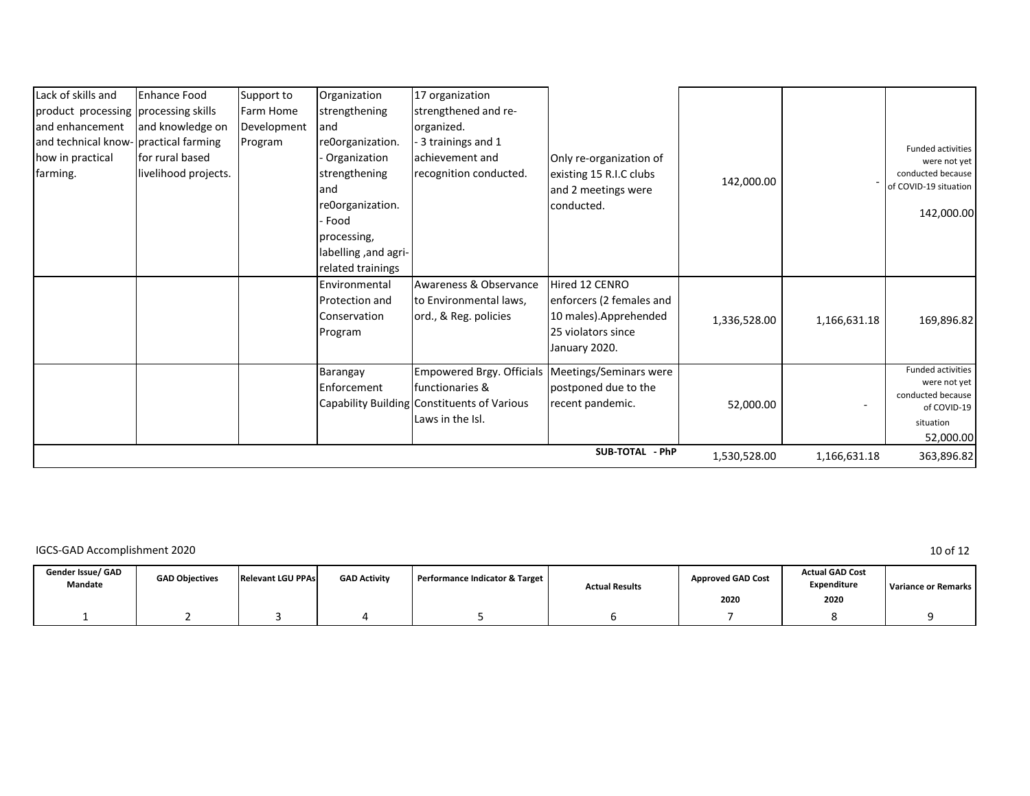| Lack of skills and product processing and enhancement and technical know-how in practical farming. | Enhance Food processing skills and knowledge on practical farming for rural based livelihood projects. | Support to Farm Home Development Program | Organization strengthening and re0organization. - Organization strengthening and re0organization. - Food processing, labelling ,and agri-related trainings | 17 organization strengthened and re-organized. - 3 trainings and 1 achievement and recognition conducted. | Only re-organization of existing 15 R.I.C clubs and 2 meetings were conducted. | 142,000.00 | - | Funded activities were not yet conducted because of COVID-19 situation 142,000.00 |
|---|---|---|---|---|---|---|---|---|
| | | | Environmental Protection and Conservation Program | Awareness & Observance to Environmental laws, ord., & Reg. policies | Hired 12 CENRO enforcers (2 females and 10 males).Apprehended 25 violators since January 2020. | 1,336,528.00 | 1,166,631.18 | 169,896.82 |
| | | | Barangay Enforcement Capability Building | Empowered Brgy. Officials functionaries & Constituents of Various Laws in the Isl. | Meetings/Seminars were postponed due to the recent pandemic. | 52,000.00 | - | Funded activities were not yet conducted because of COVID-19 situation 52,000.00 |
| | | | | | **SUB-TOTAL - PhP** | 1,530,528.00 | 1,166,631.18 | 363,896.82 |

IGCS-GAD Accomplishment 2020

| Gender Issue/ GAD Mandate | GAD Objectives | Relevant LGU PPAs | GAD Activity | Performance Indicator & Target | Actual Results | Approved GAD Cost 2020 | Actual GAD Cost Expenditure 2020 | Variance or Remarks |
|---|---|---|---|---|---|---|---|---|
| 1 | 2 | 3 | 4 | 5 | 6 | 7 | 8 | 9 |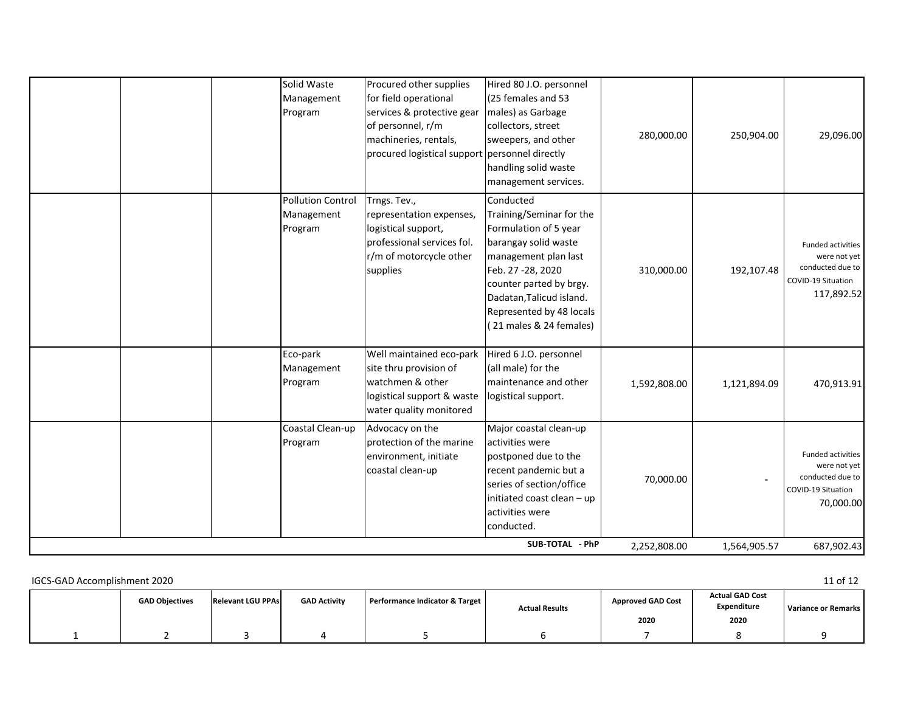|  |  |  | Solid Waste Management Program | Procured other supplies for field operational services & protective gear of personnel, r/m machineries, rentals, procured logistical support | Hired 80 J.O. personnel (25 females and 53 males) as Garbage collectors, street sweepers, and other personnel directly handling solid waste management services. | 280,000.00 | 250,904.00 | 29,096.00 |
|---|---|---|---|---|---|---|---|---|
|  |  |  | Pollution Control Management Program | Trngs. Tev., representation expenses, logistical support, professional services fol. r/m of motorcycle other supplies | Conducted Training/Seminar for the Formulation of 5 year barangay solid waste management plan last Feb. 27 -28, 2020 counter parted by brgy. Dadatan,Talicud island. Represented by 48 locals ( 21 males & 24 females) | 310,000.00 | 192,107.48 | Funded activities were not yet conducted due to COVID-19 Situation 117,892.52 |
|  |  |  | Eco-park Management Program | Well maintained eco-park site thru provision of watchmen & other logistical support & waste water quality monitored | Hired 6 J.O. personnel (all male) for the maintenance and other logistical support. | 1,592,808.00 | 1,121,894.09 | 470,913.91 |
|  |  |  | Coastal Clean-up Program | Advocacy on the protection of the marine environment, initiate coastal clean-up | Major coastal clean-up activities were postponed due to the recent pandemic but a series of section/office initiated coast clean – up activities were conducted. | 70,000.00 | - | Funded activities were not yet conducted due to COVID-19 Situation 70,000.00 |
|  |  |  |  |  | **SUB-TOTAL - PhP** | 2,252,808.00 | 1,564,905.57 | 687,902.43 |

|  | GAD Objectives | Relevant LGU PPAs | GAD Activity | Performance Indicator & Target | Actual Results | Approved GAD Cost 2020 | Actual GAD Cost Expenditure 2020 | Variance or Remarks |
|---|---|---|---|---|---|---|---|---|
| 1 | 2 | 3 | 4 | 5 | 6 | 7 | 8 | 9 |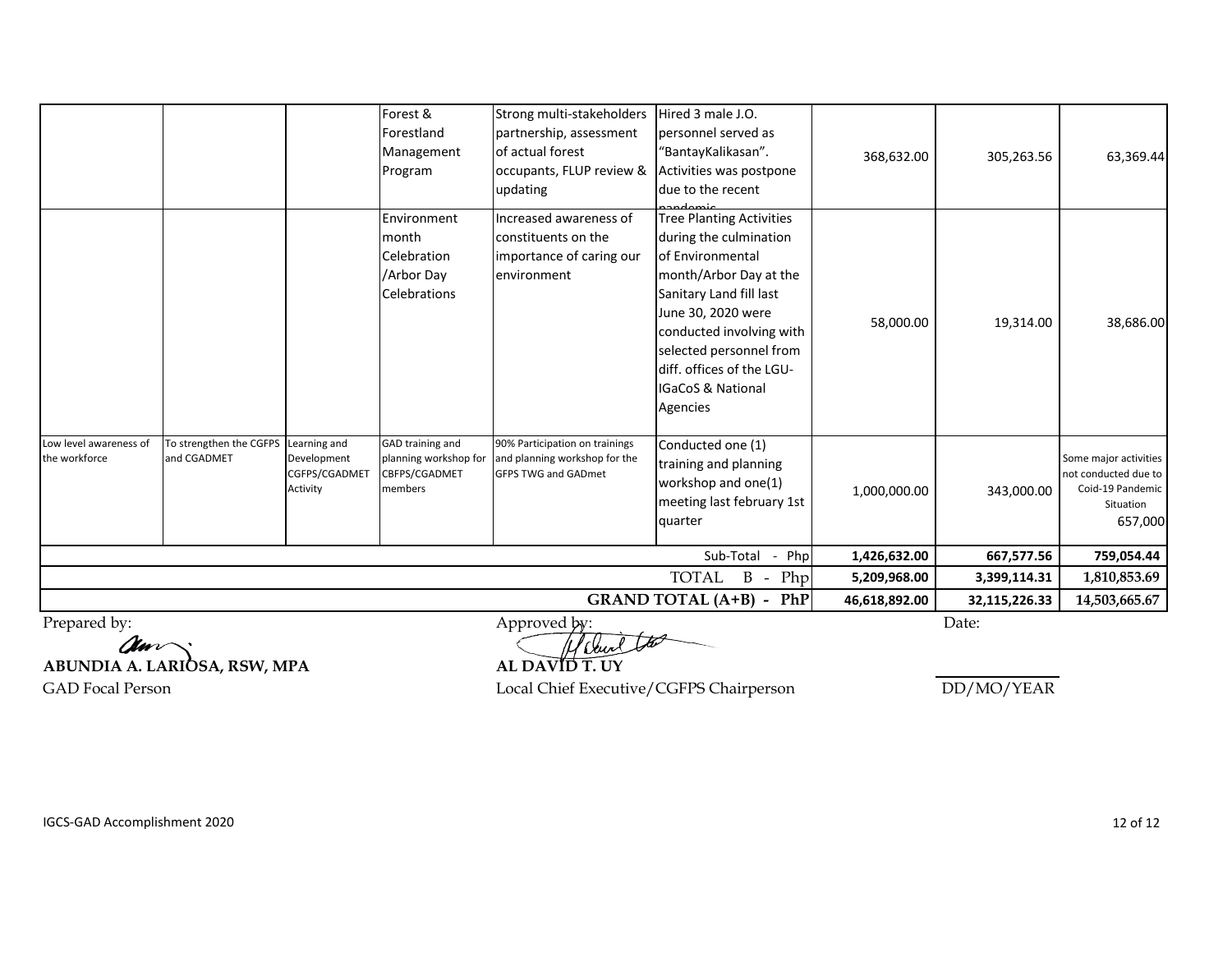| | | | | | | | | |
|---|---|---|---|---|---|---|---|---|
| | | | Forest & Forestland Management Program | Strong multi-stakeholders partnership, assessment of actual forest occupants, FLUP review & updating | Hired 3 male J.O. personnel served as "BantayKalikasan". Activities was postpone due to the recent pandemic | 368,632.00 | 305,263.56 | 63,369.44 |
| | | | Environment month Celebration /Arbor Day Celebrations | Increased awareness of constituents on the importance of caring our environment | Tree Planting Activities during the culmination of Environmental month/Arbor Day at the Sanitary Land fill last June 30, 2020 were conducted involving with selected personnel from diff. offices of the LGU-IGaCoS & National Agencies | 58,000.00 | 19,314.00 | 38,686.00 |
| Low level awareness of the workforce | To strengthen the CGFPS and CGADMET | Learning and Development CGFPS/CGADMET Activity | GAD training and planning workshop for CBFPS/CGADMET members | 90% Participation on trainings and planning workshop for the GFPS TWG and GADmet | Conducted one (1) training and planning workshop and one(1) meeting last february 1st quarter | 1,000,000.00 | 343,000.00 | Some major activities not conducted due to Coid-19 Pandemic Situation 657,000 |
| | | | | | Sub-Total - Php | **1,426,632.00** | **667,577.56** | **759,054.44** |
| | | | | | TOTAL B - Php | **5,209,968.00** | **3,399,114.31** | **1,810,853.69** |
| | | | | | **GRAND TOTAL (A+B) - PhP** | **46,618,892.00** | **32,115,226.33** | **14,503,665.67** |

Prepared by:

**ABUNDIA A. LARIOSA, RSW, MPA**
GAD Focal Person

Approved by:

**AL DAVID T. UY**
Local Chief Executive/CGFPS Chairperson

Date:

DD/MO/YEAR